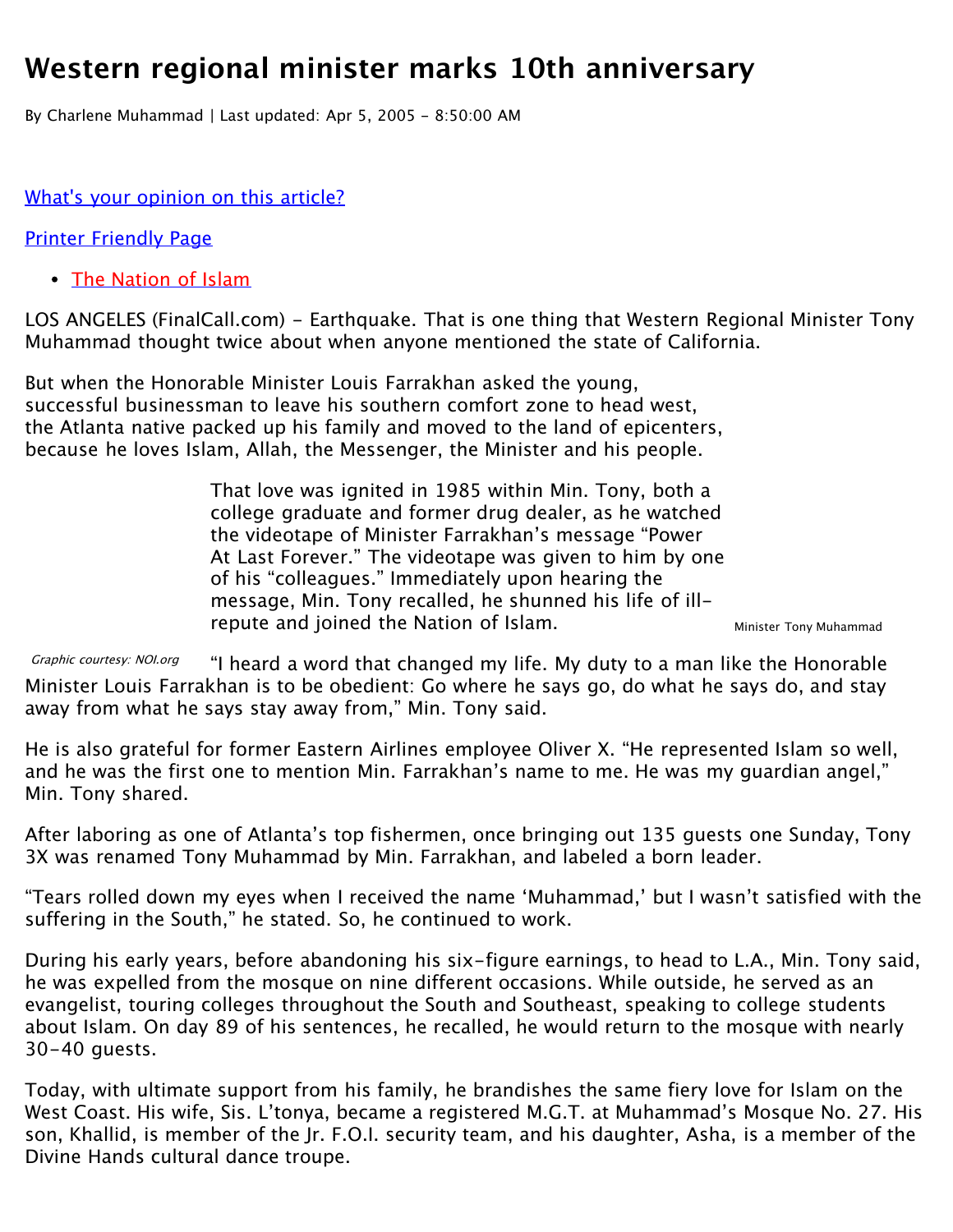# Western regional minister marks 10th anniversary

By Charlene Muhammad | Last updated: Apr 5, 2005 - 8:50:00 AM

What's your opinion on this article?

Printer Friendly Page

- The Nation of Islam

LOS ANGELES (FinalCall.com) - Earthquake. That is one thing that Western Regional Minister Tony Muhammad thought twice about when anyone mentioned the state of California.

But when the Honorable Minister Louis Farrakhan asked the young, successful businessman to leave his southern comfort zone to head west, the Atlanta native packed up his family and moved to the land of epicenters, because he loves Islam, Allah, the Messenger, the Minister and his people.

That love was ignited in 1985 within Min. Tony, both a college graduate and former drug dealer, as he watched the videotape of Minister Farrakhan's message "Power At Last Forever." The videotape was given to him by one of his "colleagues." Immediately upon hearing the message, Min. Tony recalled, he shunned his life of ill-repute and joined the Nation of Islam.

Minister Tony Muhammad

*Graphic courtesy: NOI.org*

"I heard a word that changed my life. My duty to a man like the Honorable Minister Louis Farrakhan is to be obedient: Go where he says go, do what he says do, and stay away from what he says stay away from," Min. Tony said.

He is also grateful for former Eastern Airlines employee Oliver X. "He represented Islam so well, and he was the first one to mention Min. Farrakhan's name to me. He was my guardian angel," Min. Tony shared.

After laboring as one of Atlanta's top fishermen, once bringing out 135 guests one Sunday, Tony 3X was renamed Tony Muhammad by Min. Farrakhan, and labeled a born leader.

"Tears rolled down my eyes when I received the name 'Muhammad,' but I wasn't satisfied with the suffering in the South," he stated. So, he continued to work.

During his early years, before abandoning his six-figure earnings, to head to L.A., Min. Tony said, he was expelled from the mosque on nine different occasions. While outside, he served as an evangelist, touring colleges throughout the South and Southeast, speaking to college students about Islam. On day 89 of his sentences, he recalled, he would return to the mosque with nearly 30-40 guests.

Today, with ultimate support from his family, he brandishes the same fiery love for Islam on the West Coast. His wife, Sis. L'tonya, became a registered M.G.T. at Muhammad's Mosque No. 27. His son, Khallid, is member of the Jr. F.O.I. security team, and his daughter, Asha, is a member of the Divine Hands cultural dance troupe.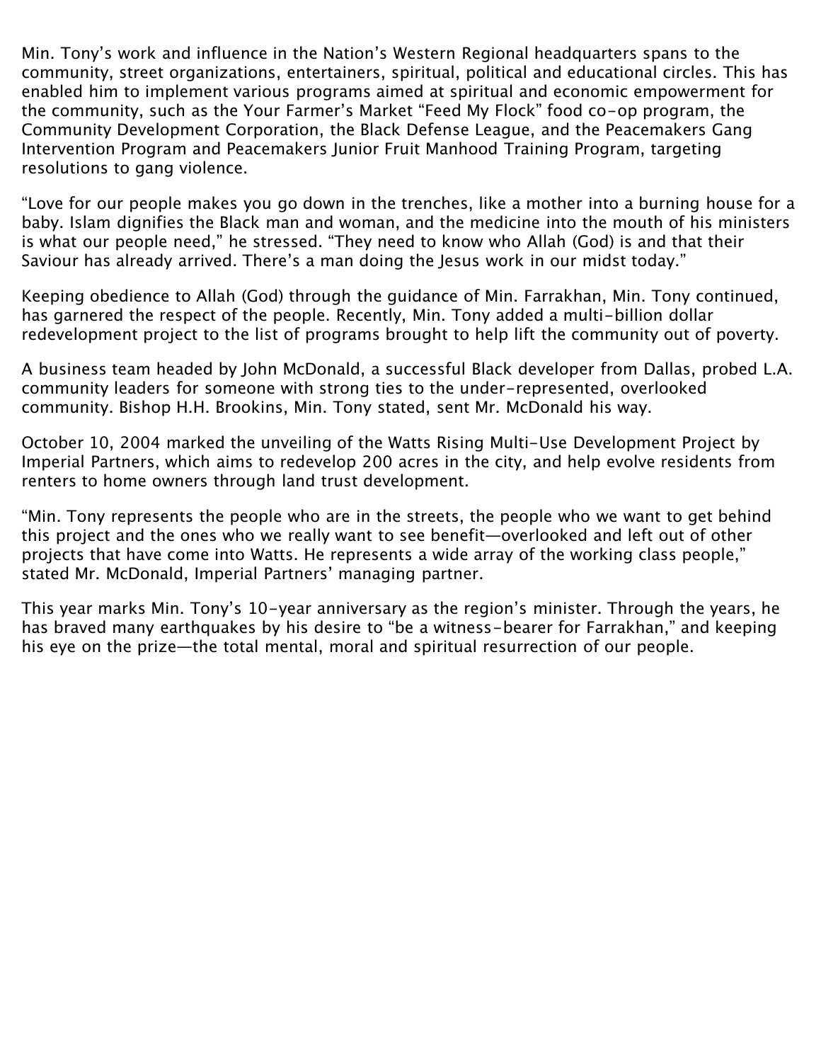Min. Tony's work and influence in the Nation's Western Regional headquarters spans to the community, street organizations, entertainers, spiritual, political and educational circles. This has enabled him to implement various programs aimed at spiritual and economic empowerment for the community, such as the Your Farmer's Market "Feed My Flock" food co-op program, the Community Development Corporation, the Black Defense League, and the Peacemakers Gang Intervention Program and Peacemakers Junior Fruit Manhood Training Program, targeting resolutions to gang violence.

"Love for our people makes you go down in the trenches, like a mother into a burning house for a baby. Islam dignifies the Black man and woman, and the medicine into the mouth of his ministers is what our people need," he stressed. "They need to know who Allah (God) is and that their Saviour has already arrived. There's a man doing the Jesus work in our midst today."

Keeping obedience to Allah (God) through the guidance of Min. Farrakhan, Min. Tony continued, has garnered the respect of the people. Recently, Min. Tony added a multi-billion dollar redevelopment project to the list of programs brought to help lift the community out of poverty.

A business team headed by John McDonald, a successful Black developer from Dallas, probed L.A. community leaders for someone with strong ties to the under-represented, overlooked community. Bishop H.H. Brookins, Min. Tony stated, sent Mr. McDonald his way.

October 10, 2004 marked the unveiling of the Watts Rising Multi-Use Development Project by Imperial Partners, which aims to redevelop 200 acres in the city, and help evolve residents from renters to home owners through land trust development.

"Min. Tony represents the people who are in the streets, the people who we want to get behind this project and the ones who we really want to see benefit—overlooked and left out of other projects that have come into Watts. He represents a wide array of the working class people," stated Mr. McDonald, Imperial Partners' managing partner.

This year marks Min. Tony's 10-year anniversary as the region's minister. Through the years, he has braved many earthquakes by his desire to "be a witness-bearer for Farrakhan," and keeping his eye on the prize—the total mental, moral and spiritual resurrection of our people.